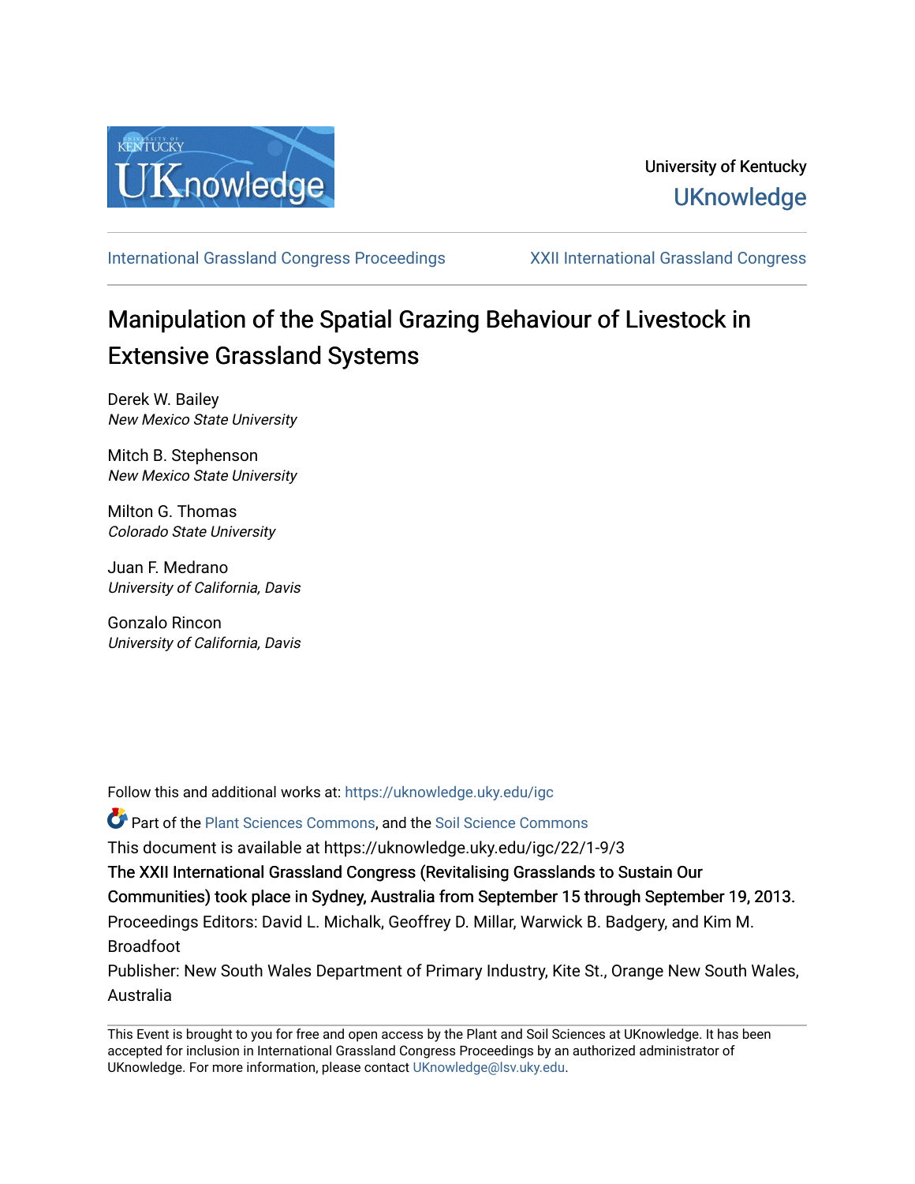University of Kentucky

UKnowledge

International Grassland Congress Proceedings | XXII International Grassland Congress

# Manipulation of the Spatial Grazing Behaviour of Livestock in Extensive Grassland Systems

Derek W. Bailey
*New Mexico State University*

Mitch B. Stephenson
*New Mexico State University*

Milton G. Thomas
*Colorado State University*

Juan F. Medrano
*University of California, Davis*

Gonzalo Rincon
*University of California, Davis*

Follow this and additional works at: https://uknowledge.uky.edu/igc

Part of the Plant Sciences Commons, and the Soil Science Commons

This document is available at https://uknowledge.uky.edu/igc/22/1-9/3

The XXII International Grassland Congress (Revitalising Grasslands to Sustain Our Communities) took place in Sydney, Australia from September 15 through September 19, 2013.

Proceedings Editors: David L. Michalk, Geoffrey D. Millar, Warwick B. Badgery, and Kim M. Broadfoot

Publisher: New South Wales Department of Primary Industry, Kite St., Orange New South Wales, Australia

This Event is brought to you for free and open access by the Plant and Soil Sciences at UKnowledge. It has been accepted for inclusion in International Grassland Congress Proceedings by an authorized administrator of UKnowledge. For more information, please contact UKnowledge@lsv.uky.edu.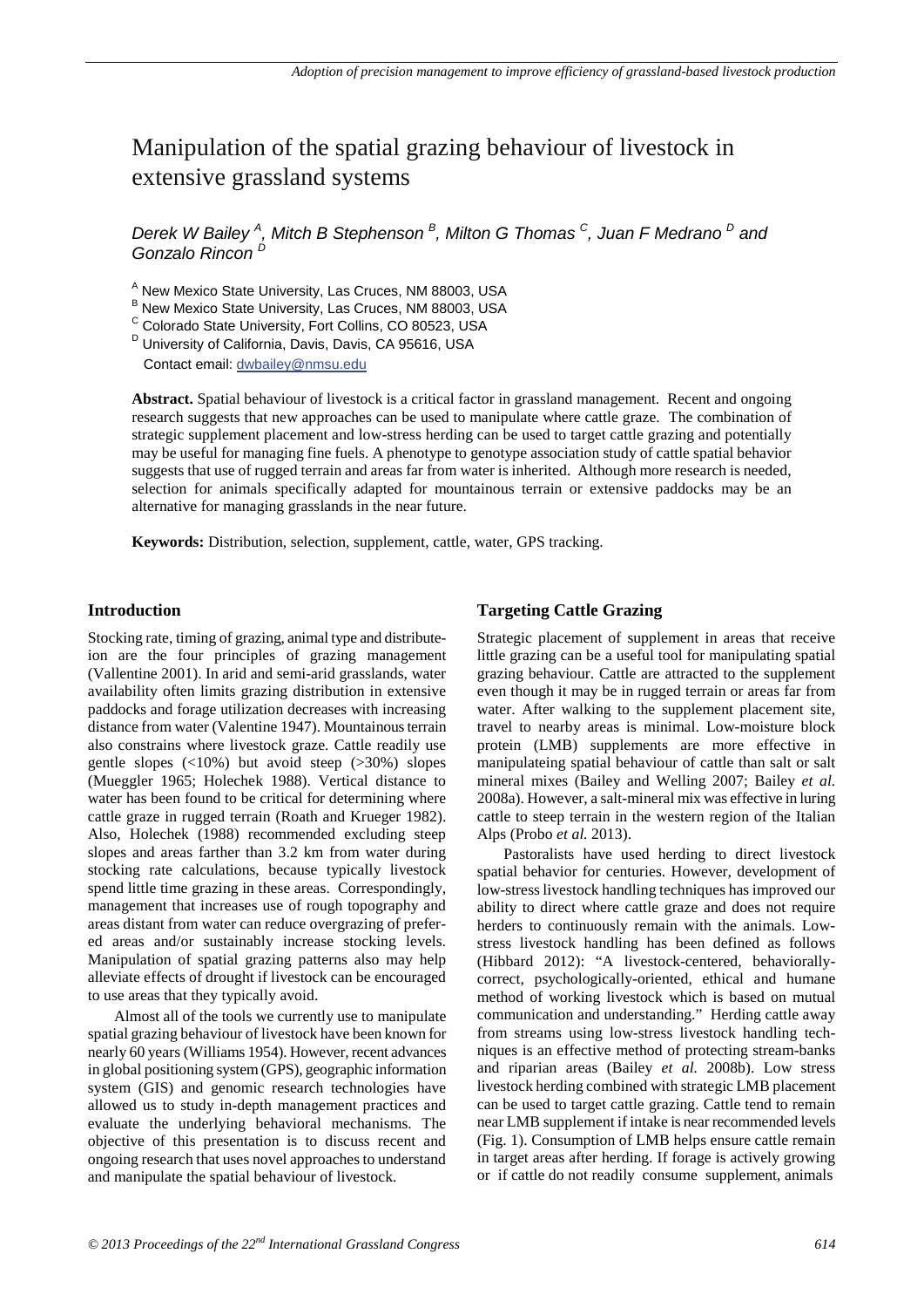# Manipulation of the spatial grazing behaviour of livestock in extensive grassland systems

*Derek W Bailey* [A], *Mitch B Stephenson* [B], *Milton G Thomas* [C], *Juan F Medrano* [D] *and Gonzalo Rincon* [D]

[A] New Mexico State University, Las Cruces, NM 88003, USA
[B] New Mexico State University, Las Cruces, NM 88003, USA
[C] Colorado State University, Fort Collins, CO 80523, USA
[D] University of California, Davis, Davis, CA 95616, USA
Contact email: dwbailey@nmsu.edu

**Abstract.** Spatial behaviour of livestock is a critical factor in grassland management. Recent and ongoing research suggests that new approaches can be used to manipulate where cattle graze. The combination of strategic supplement placement and low-stress herding can be used to target cattle grazing and potentially may be useful for managing fine fuels. A phenotype to genotype association study of cattle spatial behavior suggests that use of rugged terrain and areas far from water is inherited. Although more research is needed, selection for animals specifically adapted for mountainous terrain or extensive paddocks may be an alternative for managing grasslands in the near future.

**Keywords:** Distribution, selection, supplement, cattle, water, GPS tracking.

## Introduction

Stocking rate, timing of grazing, animal type and distribute-ion are the four principles of grazing management (Vallentine 2001). In arid and semi-arid grasslands, water availability often limits grazing distribution in extensive paddocks and forage utilization decreases with increasing distance from water (Valentine 1947). Mountainous terrain also constrains where livestock graze. Cattle readily use gentle slopes (<10%) but avoid steep (>30%) slopes (Mueggler 1965; Holechek 1988). Vertical distance to water has been found to be critical for determining where cattle graze in rugged terrain (Roath and Krueger 1982). Also, Holechek (1988) recommended excluding steep slopes and areas farther than 3.2 km from water during stocking rate calculations, because typically livestock spend little time grazing in these areas. Correspondingly, management that increases use of rough topography and areas distant from water can reduce overgrazing of prefer-ed areas and/or sustainably increase stocking levels. Manipulation of spatial grazing patterns also may help alleviate effects of drought if livestock can be encouraged to use areas that they typically avoid.

Almost all of the tools we currently use to manipulate spatial grazing behaviour of livestock have been known for nearly 60 years (Williams 1954). However, recent advances in global positioning system (GPS), geographic information system (GIS) and genomic research technologies have allowed us to study in-depth management practices and evaluate the underlying behavioral mechanisms. The objective of this presentation is to discuss recent and ongoing research that uses novel approaches to understand and manipulate the spatial behaviour of livestock.

## Targeting Cattle Grazing

Strategic placement of supplement in areas that receive little grazing can be a useful tool for manipulating spatial grazing behaviour. Cattle are attracted to the supplement even though it may be in rugged terrain or areas far from water. After walking to the supplement placement site, travel to nearby areas is minimal. Low-moisture block protein (LMB) supplements are more effective in manipulateing spatial behaviour of cattle than salt or salt mineral mixes (Bailey and Welling 2007; Bailey *et al.* 2008a). However, a salt-mineral mix was effective in luring cattle to steep terrain in the western region of the Italian Alps (Probo *et al.* 2013).

Pastoralists have used herding to direct livestock spatial behavior for centuries. However, development of low-stress livestock handling techniques has improved our ability to direct where cattle graze and does not require herders to continuously remain with the animals. Low-stress livestock handling has been defined as follows (Hibbard 2012): "A livestock-centered, behaviorally-correct, psychologically-oriented, ethical and humane method of working livestock which is based on mutual communication and understanding." Herding cattle away from streams using low-stress livestock handling techniques is an effective method of protecting stream-banks and riparian areas (Bailey *et al.* 2008b). Low stress livestock herding combined with strategic LMB placement can be used to target cattle grazing. Cattle tend to remain near LMB supplement if intake is near recommended levels (Fig. 1). Consumption of LMB helps ensure cattle remain in target areas after herding. If forage is actively growing or if cattle do not readily consume supplement, animals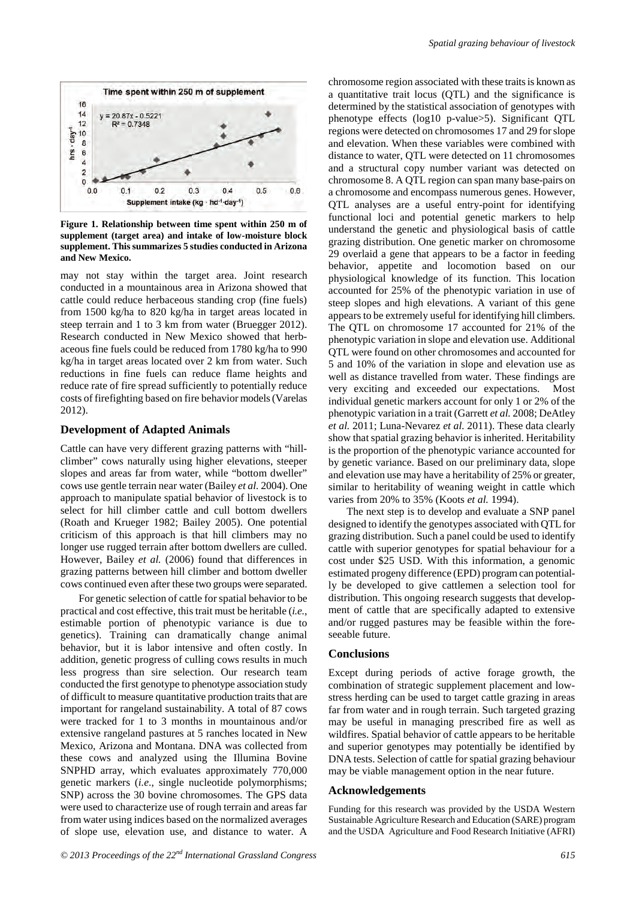**Figure 1. Relationship between time spent within 250 m of supplement (target area) and intake of low-moisture block supplement. This summarizes 5 studies conducted in Arizona and New Mexico.**

may not stay within the target area. Joint research conducted in a mountainous area in Arizona showed that cattle could reduce herbaceous standing crop (fine fuels) from 1500 kg/ha to 820 kg/ha in target areas located in steep terrain and 1 to 3 km from water (Bruegger 2012). Research conducted in New Mexico showed that herbaceous fine fuels could be reduced from 1780 kg/ha to 990 kg/ha in target areas located over 2 km from water. Such reductions in fine fuels can reduce flame heights and reduce rate of fire spread sufficiently to potentially reduce costs of firefighting based on fire behavior models (Varelas 2012).

## Development of Adapted Animals

Cattle can have very different grazing patterns with "hill-climber" cows naturally using higher elevations, steeper slopes and areas far from water, while "bottom dweller" cows use gentle terrain near water (Bailey *et al.* 2004). One approach to manipulate spatial behavior of livestock is to select for hill climber cattle and cull bottom dwellers (Roath and Krueger 1982; Bailey 2005). One potential criticism of this approach is that hill climbers may no longer use rugged terrain after bottom dwellers are culled. However, Bailey *et al.* (2006) found that differences in grazing patterns between hill climber and bottom dweller cows continued even after these two groups were separated.

For genetic selection of cattle for spatial behavior to be practical and cost effective, this trait must be heritable (*i.e.*, estimable portion of phenotypic variance is due to genetics). Training can dramatically change animal behavior, but it is labor intensive and often costly. In addition, genetic progress of culling cows results in much less progress than sire selection. Our research team conducted the first genotype to phenotype association study of difficult to measure quantitative production traits that are important for rangeland sustainability. A total of 87 cows were tracked for 1 to 3 months in mountainous and/or extensive rangeland pastures at 5 ranches located in New Mexico, Arizona and Montana. DNA was collected from these cows and analyzed using the Illumina Bovine SNPHD array, which evaluates approximately 770,000 genetic markers (*i.e*., single nucleotide polymorphisms; SNP) across the 30 bovine chromosomes. The GPS data were used to characterize use of rough terrain and areas far from water using indices based on the normalized averages of slope use, elevation use, and distance to water. A chromosome region associated with these traits is known as a quantitative trait locus (QTL) and the significance is determined by the statistical association of genotypes with phenotype effects (log10 p-value>5). Significant QTL regions were detected on chromosomes 17 and 29 for slope and elevation. When these variables were combined with distance to water, QTL were detected on 11 chromosomes and a structural copy number variant was detected on chromosome 8. A QTL region can span many base-pairs on a chromosome and encompass numerous genes. However, QTL analyses are a useful entry-point for identifying functional loci and potential genetic markers to help understand the genetic and physiological basis of cattle grazing distribution. One genetic marker on chromosome 29 overlaid a gene that appears to be a factor in feeding behavior, appetite and locomotion based on our physiological knowledge of its function. This location accounted for 25% of the phenotypic variation in use of steep slopes and high elevations. A variant of this gene appears to be extremely useful for identifying hill climbers. The QTL on chromosome 17 accounted for 21% of the phenotypic variation in slope and elevation use. Additional QTL were found on other chromosomes and accounted for 5 and 10% of the variation in slope and elevation use as well as distance travelled from water. These findings are very exciting and exceeded our expectations. Most individual genetic markers account for only 1 or 2% of the phenotypic variation in a trait (Garrett *et al.* 2008; DeAtley *et al.* 2011; Luna-Nevarez *et al.* 2011). These data clearly show that spatial grazing behavior is inherited. Heritability is the proportion of the phenotypic variance accounted for by genetic variance. Based on our preliminary data, slope and elevation use may have a heritability of 25% or greater, similar to heritability of weaning weight in cattle which varies from 20% to 35% (Koots *et al.* 1994).

The next step is to develop and evaluate a SNP panel designed to identify the genotypes associated with QTL for grazing distribution. Such a panel could be used to identify cattle with superior genotypes for spatial behaviour for a cost under $25 USD. With this information, a genomic estimated progeny difference (EPD) program can potentially be developed to give cattlemen a selection tool for distribution. This ongoing research suggests that development of cattle that are specifically adapted to extensive and/or rugged pastures may be feasible within the foreseeable future.

## Conclusions

Except during periods of active forage growth, the combination of strategic supplement placement and low-stress herding can be used to target cattle grazing in areas far from water and in rough terrain. Such targeted grazing may be useful in managing prescribed fire as well as wildfires. Spatial behavior of cattle appears to be heritable and superior genotypes may potentially be identified by DNA tests. Selection of cattle for spatial grazing behaviour may be viable management option in the near future.

## Acknowledgements

Funding for this research was provided by the USDA Western Sustainable Agriculture Research and Education (SARE) program and the USDA Agriculture and Food Research Initiative (AFRI)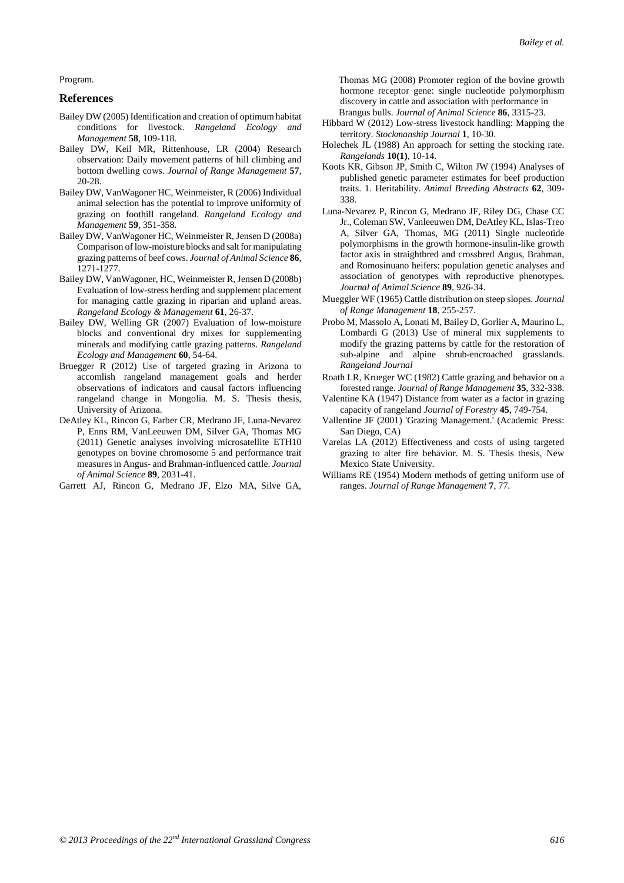Program.

## References

Bailey DW (2005) Identification and creation of optimum habitat conditions for livestock. *Rangeland Ecology and Management* **58**, 109-118.

Bailey DW, Keil MR, Rittenhouse, LR (2004) Research observation: Daily movement patterns of hill climbing and bottom dwelling cows. *Journal of Range Management* **57**, 20-28.

Bailey DW, VanWagoner HC, Weinmeister, R (2006) Individual animal selection has the potential to improve uniformity of grazing on foothill rangeland. *Rangeland Ecology and Management* **59**, 351-358.

Bailey DW, VanWagoner HC, Weinmeister R, Jensen D (2008a) Comparison of low-moisture blocks and salt for manipulating grazing patterns of beef cows. *Journal of Animal Science* **86**, 1271-1277.

Bailey DW, VanWagoner, HC, Weinmeister R, Jensen D (2008b) Evaluation of low-stress herding and supplement placement for managing cattle grazing in riparian and upland areas. *Rangeland Ecology & Management* **61**, 26-37.

Bailey DW, Welling GR (2007) Evaluation of low-moisture blocks and conventional dry mixes for supplementing minerals and modifying cattle grazing patterns. *Rangeland Ecology and Management* **60**, 54-64.

Bruegger R (2012) Use of targeted grazing in Arizona to accomlish rangeland management goals and herder observations of indicators and causal factors influencing rangeland change in Mongolia. M. S. Thesis thesis, University of Arizona.

DeAtley KL, Rincon G, Farber CR, Medrano JF, Luna-Nevarez P, Enns RM, VanLeeuwen DM, Silver GA, Thomas MG (2011) Genetic analyses involving microsatellite ETH10 genotypes on bovine chromosome 5 and performance trait measures in Angus- and Brahman-influenced cattle. *Journal of Animal Science* **89**, 2031-41.

Garrett AJ, Rincon G, Medrano JF, Elzo MA, Silve GA, Thomas MG (2008) Promoter region of the bovine growth hormone receptor gene: single nucleotide polymorphism discovery in cattle and association with performance in Brangus bulls. *Journal of Animal Science* **86**, 3315-23.

Hibbard W (2012) Low-stress livestock handling: Mapping the territory. *Stockmanship Journal* **1**, 10-30.

Holechek JL (1988) An approach for setting the stocking rate. *Rangelands* **10(1)**, 10-14.

Koots KR, Gibson JP, Smith C, Wilton JW (1994) Analyses of published genetic parameter estimates for beef production traits. 1. Heritability. *Animal Breeding Abstracts* **62**, 309-338.

Luna-Nevarez P, Rincon G, Medrano JF, Riley DG, Chase CC Jr., Coleman SW, Vanleeuwen DM, DeAtley KL, Islas-Treo A, Silver GA, Thomas, MG (2011) Single nucleotide polymorphisms in the growth hormone-insulin-like growth factor axis in straightbred and crossbred Angus, Brahman, and Romosinuano heifers: population genetic analyses and association of genotypes with reproductive phenotypes. *Journal of Animal Science* **89**, 926-34.

Mueggler WF (1965) Cattle distribution on steep slopes. *Journal of Range Management* **18**, 255-257.

Probo M, Massolo A, Lonati M, Bailey D, Gorlier A, Maurino L, Lombardi G (2013) Use of mineral mix supplements to modify the grazing patterns by cattle for the restoration of sub-alpine and alpine shrub-encroached grasslands. *Rangeland Journal*

Roath LR, Krueger WC (1982) Cattle grazing and behavior on a forested range. *Journal of Range Management* **35**, 332-338.

Valentine KA (1947) Distance from water as a factor in grazing capacity of rangeland *Journal of Forestry* **45**, 749-754.

Vallentine JF (2001) 'Grazing Management.' (Academic Press: San Diego, CA)

Varelas LA (2012) Effectiveness and costs of using targeted grazing to alter fire behavior. M. S. Thesis thesis, New Mexico State University.

Williams RE (1954) Modern methods of getting uniform use of ranges. *Journal of Range Management* **7**, 77.